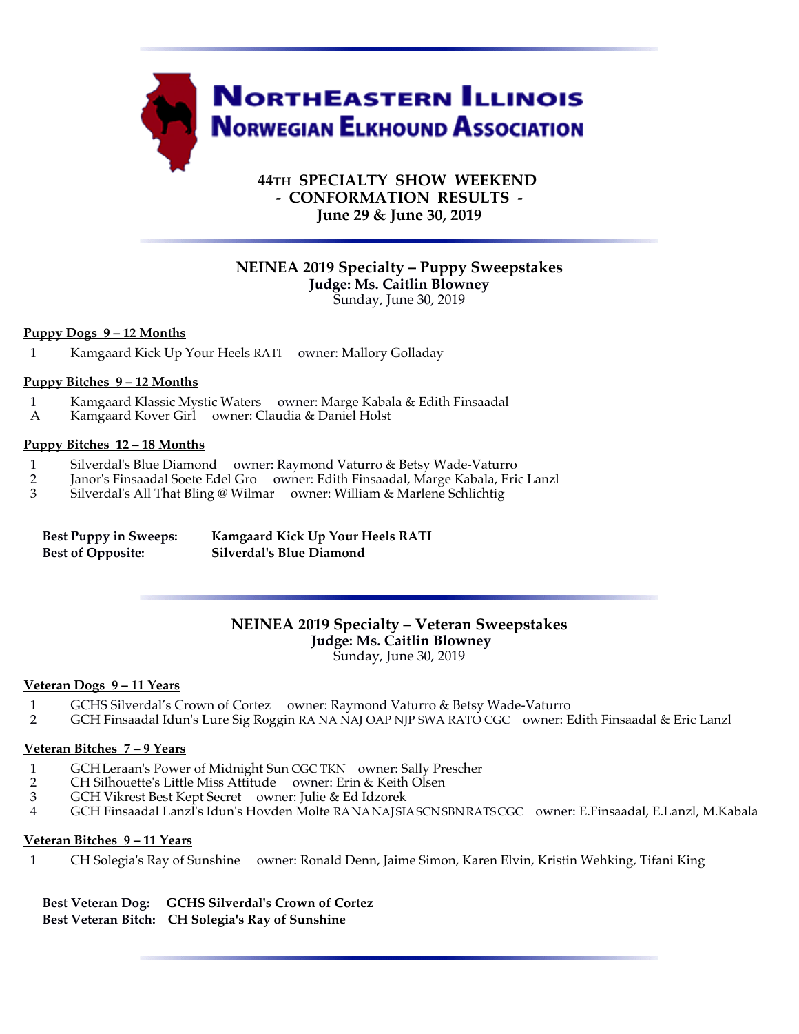# NorthEastern Illinois Norwegian Elkhound Association

**44TH SPECIALTY SHOW WEEKEND**
**- CONFORMATION RESULTS -**
**June 29 & June 30, 2019**

---

## NEINEA 2019 Specialty – Puppy Sweepstakes

**Judge: Ms. Caitlin Blowney**
Sunday, June 30, 2019

**Puppy Dogs 9 – 12 Months**

1 Kamgaard Kick Up Your Heels RATI owner: Mallory Golladay

**Puppy Bitches 9 – 12 Months**

1 Kamgaard Klassic Mystic Waters owner: Marge Kabala & Edith Finsaadal
A Kamgaard Kover Girl owner: Claudia & Daniel Holst

**Puppy Bitches 12 – 18 Months**

1 Silverdal's Blue Diamond owner: Raymond Vaturro & Betsy Wade-Vaturro
2 Janor's Finsaadal Soete Edel Gro owner: Edith Finsaadal, Marge Kabala, Eric Lanzl
3 Silverdal's All That Bling @ Wilmar owner: William & Marlene Schlichtig

**Best Puppy in Sweeps:** **Kamgaard Kick Up Your Heels RATI**
**Best of Opposite:** **Silverdal's Blue Diamond**

---

## NEINEA 2019 Specialty – Veteran Sweepstakes

**Judge: Ms. Caitlin Blowney**
Sunday, June 30, 2019

**Veteran Dogs 9 – 11 Years**

1 GCHS Silverdal's Crown of Cortez owner: Raymond Vaturro & Betsy Wade-Vaturro
2 GCH Finsaadal Idun's Lure Sig Roggin RA NA NAJ OAP NJP SWA RATO CGC owner: Edith Finsaadal & Eric Lanzl

**Veteran Bitches 7 – 9 Years**

1 GCH Leraan's Power of Midnight Sun CGC TKN owner: Sally Prescher
2 CH Silhouette's Little Miss Attitude owner: Erin & Keith Olsen
3 GCH Vikrest Best Kept Secret owner: Julie & Ed Idzorek
4 GCH Finsaadal Lanzl's Idun's Hovden Molte RA NA NAJ SIA SCN SBN RATS CGC owner: E.Finsaadal, E.Lanzl, M.Kabala

**Veteran Bitches 9 – 11 Years**

1 CH Solegia's Ray of Sunshine owner: Ronald Denn, Jaime Simon, Karen Elvin, Kristin Wehking, Tifani King

**Best Veteran Dog:** **GCHS Silverdal's Crown of Cortez**
**Best Veteran Bitch:** **CH Solegia's Ray of Sunshine**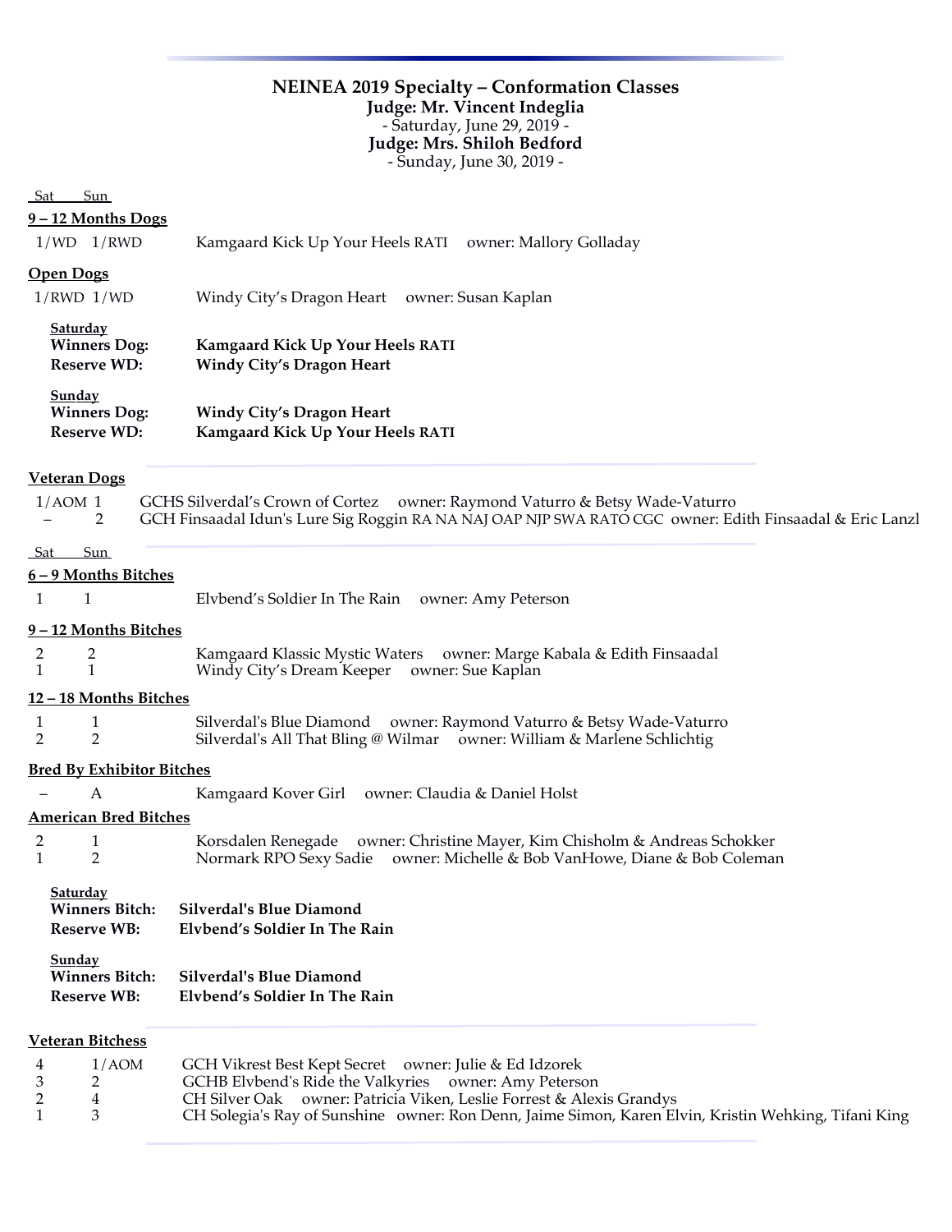## NEINEA 2019 Specialty – Conformation Classes

**Judge: Mr. Vincent Indeglia**
- Saturday, June 29, 2019 -
**Judge: Mrs. Shiloh Bedford**
- Sunday, June 30, 2019 -

### 9 – 12 Months Dogs

| Sat | Sun | Dog | Owner |
|---|---|---|---|
| 1/WD | 1/RWD | Kamgaard Kick Up Your Heels RATI | owner: Mallory Golladay |

### Open Dogs

| Sat | Sun | Dog | Owner |
|---|---|---|---|
| 1/RWD | 1/WD | Windy City's Dragon Heart | owner: Susan Kaplan |

**Saturday**
**Winners Dog:** **Kamgaard Kick Up Your Heels RATI**
**Reserve WD:** **Windy City's Dragon Heart**

**Sunday**
**Winners Dog:** **Windy City's Dragon Heart**
**Reserve WD:** **Kamgaard Kick Up Your Heels RATI**

### Veteran Dogs

| Sat | Sun | Dog | Owner |
|---|---|---|---|
| 1/AOM | 1 | GCHS Silverdal's Crown of Cortez | owner: Raymond Vaturro & Betsy Wade-Vaturro |
| – | 2 | GCH Finsaadal Idun's Lure Sig Roggin RA NA NAJ OAP NJP SWA RATO CGC | owner: Edith Finsaadal & Eric Lanzl |

### 6 – 9 Months Bitches

| Sat | Sun | Bitch | Owner |
|---|---|---|---|
| 1 | 1 | Elvbend's Soldier In The Rain | owner: Amy Peterson |

### 9 – 12 Months Bitches

| Sat | Sun | Bitch | Owner |
|---|---|---|---|
| 2 | 2 | Kamgaard Klassic Mystic Waters | owner: Marge Kabala & Edith Finsaadal |
| 1 | 1 | Windy City's Dream Keeper | owner: Sue Kaplan |

### 12 – 18 Months Bitches

| Sat | Sun | Bitch | Owner |
|---|---|---|---|
| 1 | 1 | Silverdal's Blue Diamond | owner: Raymond Vaturro & Betsy Wade-Vaturro |
| 2 | 2 | Silverdal's All That Bling @ Wilmar | owner: William & Marlene Schlichtig |

### Bred By Exhibitor Bitches

| Sat | Sun | Bitch | Owner |
|---|---|---|---|
| – | A | Kamgaard Kover Girl | owner: Claudia & Daniel Holst |

### American Bred Bitches

| Sat | Sun | Bitch | Owner |
|---|---|---|---|
| 2 | 1 | Korsdalen Renegade | owner: Christine Mayer, Kim Chisholm & Andreas Schokker |
| 1 | 2 | Normark RPO Sexy Sadie | owner: Michelle & Bob VanHowe, Diane & Bob Coleman |

**Saturday**
**Winners Bitch:** **Silverdal's Blue Diamond**
**Reserve WB:** **Elvbend's Soldier In The Rain**

**Sunday**
**Winners Bitch:** **Silverdal's Blue Diamond**
**Reserve WB:** **Elvbend's Soldier In The Rain**

### Veteran Bitchess

| Sat | Sun | Bitch | Owner |
|---|---|---|---|
| 4 | 1/AOM | GCH Vikrest Best Kept Secret | owner: Julie & Ed Idzorek |
| 3 | 2 | GCHB Elvbend's Ride the Valkyries | owner: Amy Peterson |
| 2 | 4 | CH Silver Oak | owner: Patricia Viken, Leslie Forrest & Alexis Grandys |
| 1 | 3 | CH Solegia's Ray of Sunshine | owner: Ron Denn, Jaime Simon, Karen Elvin, Kristin Wehking, Tifani King |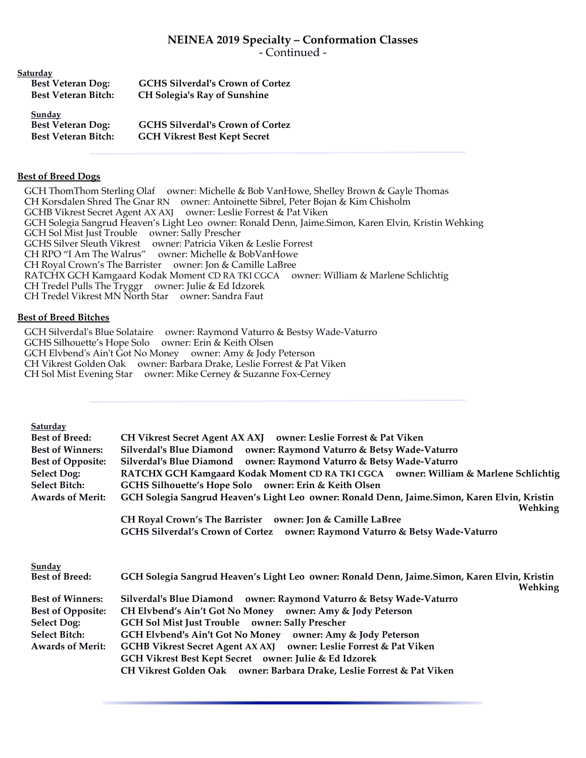## NEINEA 2019 Specialty – Conformation Classes

- Continued -

**Saturday**

| | |
|---|---|
| **Best Veteran Dog:** | **GCHS Silverdal's Crown of Cortez** |
| **Best Veteran Bitch:** | **CH Solegia's Ray of Sunshine** |

**Sunday**

| | |
|---|---|
| **Best Veteran Dog:** | **GCHS Silverdal's Crown of Cortez** |
| **Best Veteran Bitch:** | **GCH Vikrest Best Kept Secret** |

**Best of Breed Dogs**

GCH ThomThom Sterling Olaf owner: Michelle & Bob VanHowe, Shelley Brown & Gayle Thomas
CH Korsdalen Shred The Gnar RN owner: Antoinette Sibrel, Peter Bojan & Kim Chisholm
GCHB Vikrest Secret Agent AX AXJ owner: Leslie Forrest & Pat Viken
GCH Solegia Sangrud Heaven's Light Leo owner: Ronald Denn, Jaime.Simon, Karen Elvin, Kristin Wehking
GCH Sol Mist Just Trouble owner: Sally Prescher
GCHS Silver Sleuth Vikrest owner: Patricia Viken & Leslie Forrest
CH RPO "I Am The Walrus" owner: Michelle & BobVanHowe
CH Royal Crown's The Barrister owner: Jon & Camille LaBree
RATCHX GCH Kamgaard Kodak Moment CD RA TKI CGCA owner: William & Marlene Schlichtig
CH Tredel Pulls The Tryggr owner: Julie & Ed Idzorek
CH Tredel Vikrest MN North Star owner: Sandra Faut

**Best of Breed Bitches**

GCH Silverdal's Blue Solataire owner: Raymond Vaturro & Bestsy Wade-Vaturro
GCHS Silhouette's Hope Solo owner: Erin & Keith Olsen
GCH Elvbend's Ain't Got No Money owner: Amy & Jody Peterson
CH Vikrest Golden Oak owner: Barbara Drake, Leslie Forrest & Pat Viken
CH Sol Mist Evening Star owner: Mike Cerney & Suzanne Fox-Cerney

**Saturday**

| | |
|---|---|
| **Best of Breed:** | **CH Vikrest Secret Agent AX AXJ owner: Leslie Forrest & Pat Viken** |
| **Best of Winners:** | **Silverdal's Blue Diamond owner: Raymond Vaturro & Betsy Wade-Vaturro** |
| **Best of Opposite:** | **Silverdal's Blue Diamond owner: Raymond Vaturro & Betsy Wade-Vaturro** |
| **Select Dog:** | **RATCHX GCH Kamgaard Kodak Moment CD RA TKI CGCA owner: William & Marlene Schlichtig** |
| **Select Bitch:** | **GCHS Silhouette's Hope Solo owner: Erin & Keith Olsen** |
| **Awards of Merit:** | **GCH Solegia Sangrud Heaven's Light Leo owner: Ronald Denn, Jaime.Simon, Karen Elvin, Kristin Wehking** |
| | **CH Royal Crown's The Barrister owner: Jon & Camille LaBree** |
| | **GCHS Silverdal's Crown of Cortez owner: Raymond Vaturro & Betsy Wade-Vaturro** |

**Sunday**

| | |
|---|---|
| **Best of Breed:** | **GCH Solegia Sangrud Heaven's Light Leo owner: Ronald Denn, Jaime.Simon, Karen Elvin, Kristin Wehking** |
| **Best of Winners:** | **Silverdal's Blue Diamond owner: Raymond Vaturro & Betsy Wade-Vaturro** |
| **Best of Opposite:** | **CH Elvbend's Ain't Got No Money owner: Amy & Jody Peterson** |
| **Select Dog:** | **GCH Sol Mist Just Trouble owner: Sally Prescher** |
| **Select Bitch:** | **GCH Elvbend's Ain't Got No Money owner: Amy & Jody Peterson** |
| **Awards of Merit:** | **GCHB Vikrest Secret Agent AX AXJ owner: Leslie Forrest & Pat Viken** |
| | **GCH Vikrest Best Kept Secret owner: Julie & Ed Idzorek** |
| | **CH Vikrest Golden Oak owner: Barbara Drake, Leslie Forrest & Pat Viken** |